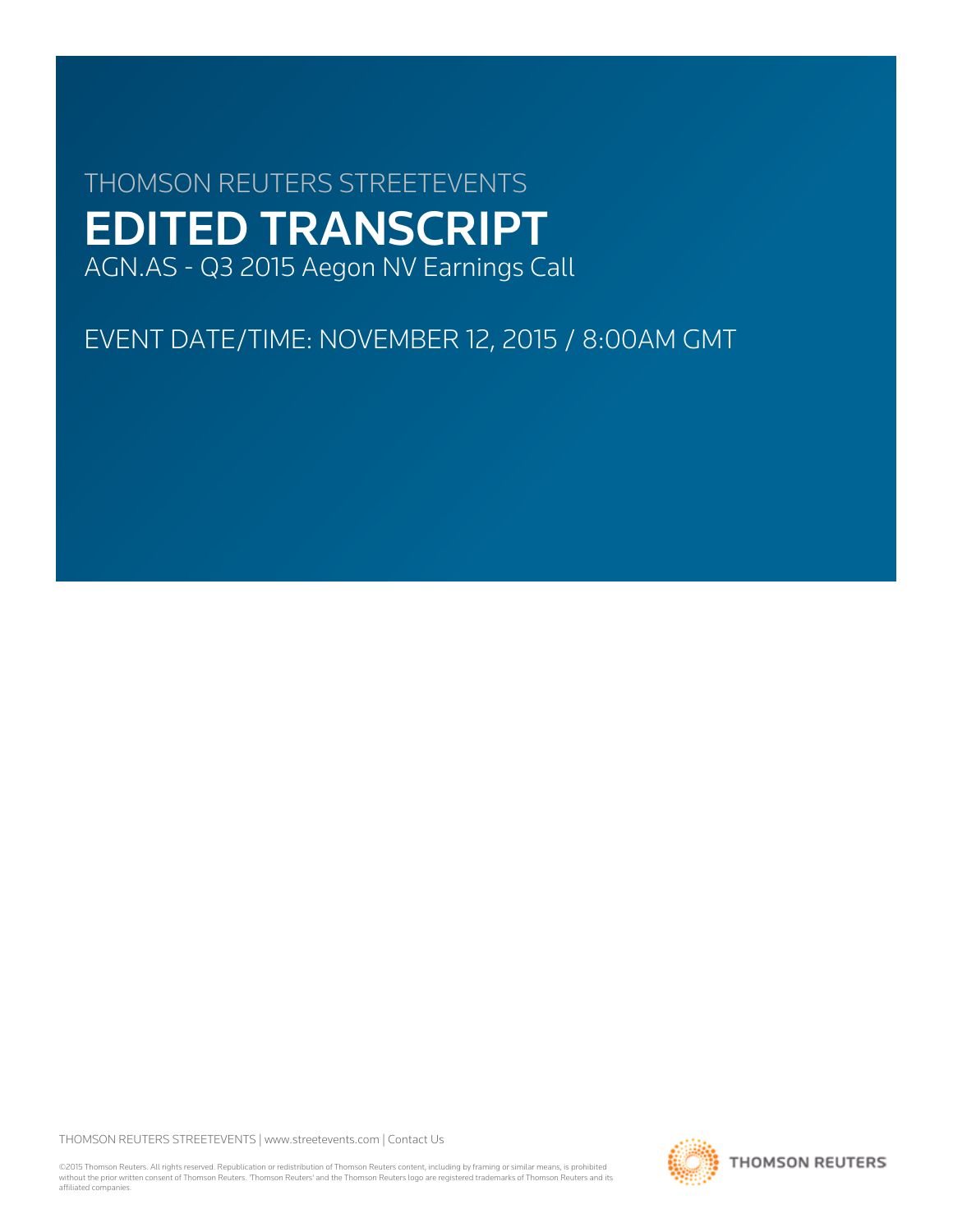THOMSON REUTERS STREETEVENTS

# EDITED TRANSCRIPT

AGN.AS - Q3 2015 Aegon NV Earnings Call

EVENT DATE/TIME: NOVEMBER 12, 2015 / 8:00AM GMT

THOMSON REUTERS STREETEVENTS | www.streetevents.com | Contact Us

©2015 Thomson Reuters. All rights reserved. Republication or redistribution of Thomson Reuters content, including by framing or similar means, is prohibited without the prior written consent of Thomson Reuters. 'Thomson Reuters' and the Thomson Reuters logo are registered trademarks of Thomson Reuters and its affiliated companies.

THOMSON REUTERS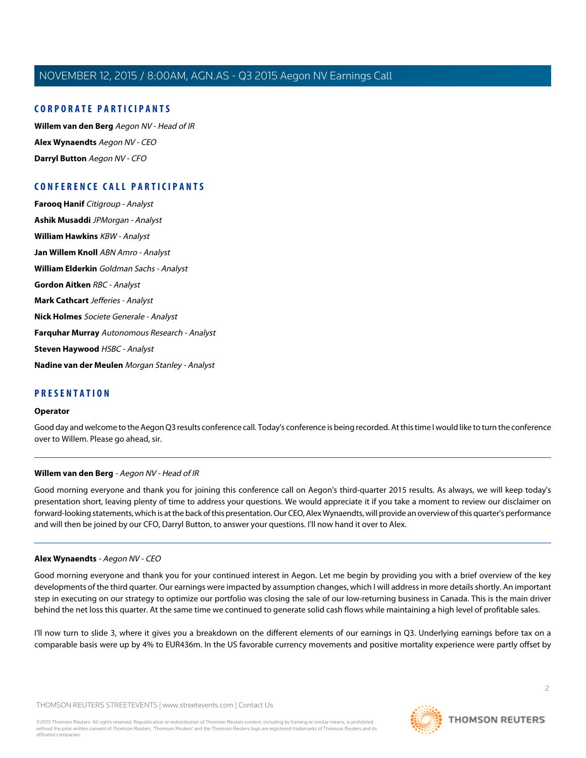## CORPORATE PARTICIPANTS

**Willem van den Berg** *Aegon NV - Head of IR*

**Alex Wynaendts** *Aegon NV - CEO*

**Darryl Button** *Aegon NV - CFO*

## CONFERENCE CALL PARTICIPANTS

**Farooq Hanif** *Citigroup - Analyst*

**Ashik Musaddi** *JPMorgan - Analyst*

**William Hawkins** *KBW - Analyst*

**Jan Willem Knoll** *ABN Amro - Analyst*

**William Elderkin** *Goldman Sachs - Analyst*

**Gordon Aitken** *RBC - Analyst*

**Mark Cathcart** *Jefferies - Analyst*

**Nick Holmes** *Societe Generale - Analyst*

**Farquhar Murray** *Autonomous Research - Analyst*

**Steven Haywood** *HSBC - Analyst*

**Nadine van der Meulen** *Morgan Stanley - Analyst*

## PRESENTATION

**Operator**

Good day and welcome to the Aegon Q3 results conference call. Today's conference is being recorded. At this time I would like to turn the conference over to Willem. Please go ahead, sir.

---

**Willem van den Berg** - *Aegon NV - Head of IR*

Good morning everyone and thank you for joining this conference call on Aegon's third-quarter 2015 results. As always, we will keep today's presentation short, leaving plenty of time to address your questions. We would appreciate it if you take a moment to review our disclaimer on forward-looking statements, which is at the back of this presentation. Our CEO, Alex Wynaendts, will provide an overview of this quarter's performance and will then be joined by our CFO, Darryl Button, to answer your questions. I'll now hand it over to Alex.

---

**Alex Wynaendts** - *Aegon NV - CEO*

Good morning everyone and thank you for your continued interest in Aegon. Let me begin by providing you with a brief overview of the key developments of the third quarter. Our earnings were impacted by assumption changes, which I will address in more details shortly. An important step in executing on our strategy to optimize our portfolio was closing the sale of our low-returning business in Canada. This is the main driver behind the net loss this quarter. At the same time we continued to generate solid cash flows while maintaining a high level of profitable sales.

I'll now turn to slide 3, where it gives you a breakdown on the different elements of our earnings in Q3. Underlying earnings before tax on a comparable basis were up by 4% to EUR436m. In the US favorable currency movements and positive mortality experience were partly offset by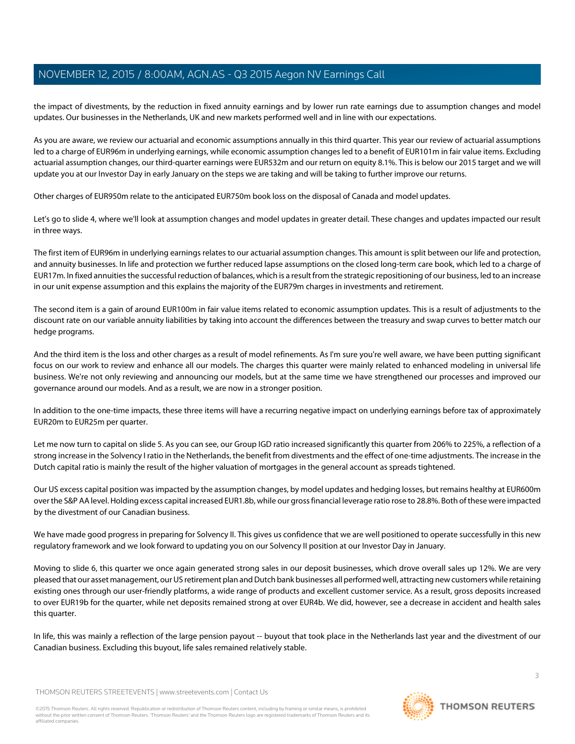the impact of divestments, by the reduction in fixed annuity earnings and by lower run rate earnings due to assumption changes and model updates. Our businesses in the Netherlands, UK and new markets performed well and in line with our expectations.

As you are aware, we review our actuarial and economic assumptions annually in this third quarter. This year our review of actuarial assumptions led to a charge of EUR96m in underlying earnings, while economic assumption changes led to a benefit of EUR101m in fair value items. Excluding actuarial assumption changes, our third-quarter earnings were EUR532m and our return on equity 8.1%. This is below our 2015 target and we will update you at our Investor Day in early January on the steps we are taking and will be taking to further improve our returns.

Other charges of EUR950m relate to the anticipated EUR750m book loss on the disposal of Canada and model updates.

Let's go to slide 4, where we'll look at assumption changes and model updates in greater detail. These changes and updates impacted our result in three ways.

The first item of EUR96m in underlying earnings relates to our actuarial assumption changes. This amount is split between our life and protection, and annuity businesses. In life and protection we further reduced lapse assumptions on the closed long-term care book, which led to a charge of EUR17m. In fixed annuities the successful reduction of balances, which is a result from the strategic repositioning of our business, led to an increase in our unit expense assumption and this explains the majority of the EUR79m charges in investments and retirement.

The second item is a gain of around EUR100m in fair value items related to economic assumption updates. This is a result of adjustments to the discount rate on our variable annuity liabilities by taking into account the differences between the treasury and swap curves to better match our hedge programs.

And the third item is the loss and other charges as a result of model refinements. As I'm sure you're well aware, we have been putting significant focus on our work to review and enhance all our models. The charges this quarter were mainly related to enhanced modeling in universal life business. We're not only reviewing and announcing our models, but at the same time we have strengthened our processes and improved our governance around our models. And as a result, we are now in a stronger position.

In addition to the one-time impacts, these three items will have a recurring negative impact on underlying earnings before tax of approximately EUR20m to EUR25m per quarter.

Let me now turn to capital on slide 5. As you can see, our Group IGD ratio increased significantly this quarter from 206% to 225%, a reflection of a strong increase in the Solvency I ratio in the Netherlands, the benefit from divestments and the effect of one-time adjustments. The increase in the Dutch capital ratio is mainly the result of the higher valuation of mortgages in the general account as spreads tightened.

Our US excess capital position was impacted by the assumption changes, by model updates and hedging losses, but remains healthy at EUR600m over the S&P AA level. Holding excess capital increased EUR1.8b, while our gross financial leverage ratio rose to 28.8%. Both of these were impacted by the divestment of our Canadian business.

We have made good progress in preparing for Solvency II. This gives us confidence that we are well positioned to operate successfully in this new regulatory framework and we look forward to updating you on our Solvency II position at our Investor Day in January.

Moving to slide 6, this quarter we once again generated strong sales in our deposit businesses, which drove overall sales up 12%. We are very pleased that our asset management, our US retirement plan and Dutch bank businesses all performed well, attracting new customers while retaining existing ones through our user-friendly platforms, a wide range of products and excellent customer service. As a result, gross deposits increased to over EUR19b for the quarter, while net deposits remained strong at over EUR4b. We did, however, see a decrease in accident and health sales this quarter.

In life, this was mainly a reflection of the large pension payout -- buyout that took place in the Netherlands last year and the divestment of our Canadian business. Excluding this buyout, life sales remained relatively stable.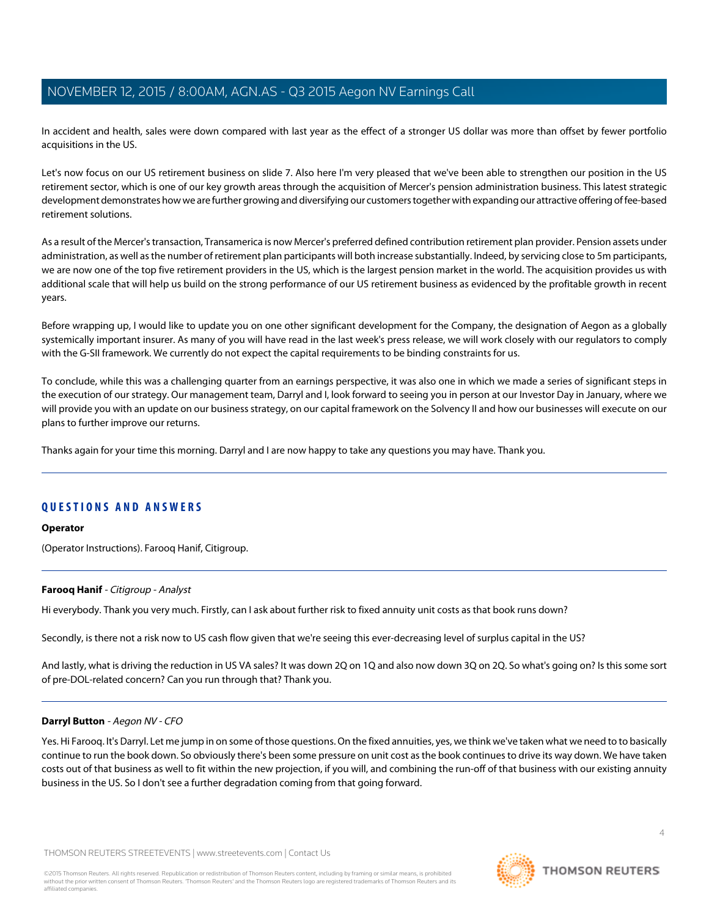In accident and health, sales were down compared with last year as the effect of a stronger US dollar was more than offset by fewer portfolio acquisitions in the US.

Let's now focus on our US retirement business on slide 7. Also here I'm very pleased that we've been able to strengthen our position in the US retirement sector, which is one of our key growth areas through the acquisition of Mercer's pension administration business. This latest strategic development demonstrates how we are further growing and diversifying our customers together with expanding our attractive offering of fee-based retirement solutions.

As a result of the Mercer's transaction, Transamerica is now Mercer's preferred defined contribution retirement plan provider. Pension assets under administration, as well as the number of retirement plan participants will both increase substantially. Indeed, by servicing close to 5m participants, we are now one of the top five retirement providers in the US, which is the largest pension market in the world. The acquisition provides us with additional scale that will help us build on the strong performance of our US retirement business as evidenced by the profitable growth in recent years.

Before wrapping up, I would like to update you on one other significant development for the Company, the designation of Aegon as a globally systemically important insurer. As many of you will have read in the last week's press release, we will work closely with our regulators to comply with the G-SII framework. We currently do not expect the capital requirements to be binding constraints for us.

To conclude, while this was a challenging quarter from an earnings perspective, it was also one in which we made a series of significant steps in the execution of our strategy. Our management team, Darryl and I, look forward to seeing you in person at our Investor Day in January, where we will provide you with an update on our business strategy, on our capital framework on the Solvency II and how our businesses will execute on our plans to further improve our returns.

Thanks again for your time this morning. Darryl and I are now happy to take any questions you may have. Thank you.

---

## QUESTIONS AND ANSWERS

**Operator**

(Operator Instructions). Farooq Hanif, Citigroup.

---

**Farooq Hanif** - *Citigroup - Analyst*

Hi everybody. Thank you very much. Firstly, can I ask about further risk to fixed annuity unit costs as that book runs down?

Secondly, is there not a risk now to US cash flow given that we're seeing this ever-decreasing level of surplus capital in the US?

And lastly, what is driving the reduction in US VA sales? It was down 2Q on 1Q and also now down 3Q on 2Q. So what's going on? Is this some sort of pre-DOL-related concern? Can you run through that? Thank you.

---

**Darryl Button** - *Aegon NV - CFO*

Yes. Hi Farooq. It's Darryl. Let me jump in on some of those questions. On the fixed annuities, yes, we think we've taken what we need to to basically continue to run the book down. So obviously there's been some pressure on unit cost as the book continues to drive its way down. We have taken costs out of that business as well to fit within the new projection, if you will, and combining the run-off of that business with our existing annuity business in the US. So I don't see a further degradation coming from that going forward.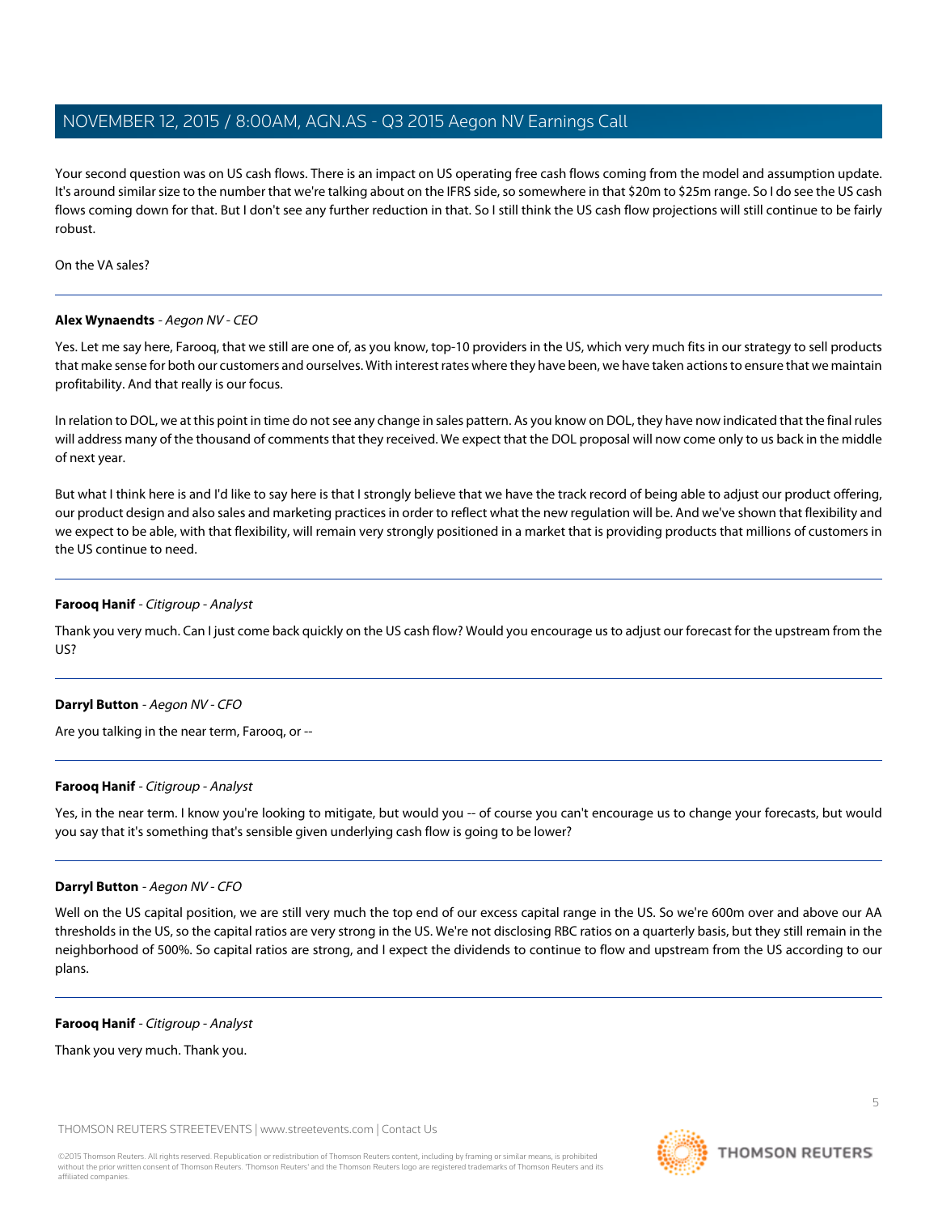Your second question was on US cash flows. There is an impact on US operating free cash flows coming from the model and assumption update. It's around similar size to the number that we're talking about on the IFRS side, so somewhere in that $20m to $25m range. So I do see the US cash flows coming down for that. But I don't see any further reduction in that. So I still think the US cash flow projections will still continue to be fairly robust.

On the VA sales?

---

**Alex Wynaendts** - *Aegon NV - CEO*

Yes. Let me say here, Farooq, that we still are one of, as you know, top-10 providers in the US, which very much fits in our strategy to sell products that make sense for both our customers and ourselves. With interest rates where they have been, we have taken actions to ensure that we maintain profitability. And that really is our focus.

In relation to DOL, we at this point in time do not see any change in sales pattern. As you know on DOL, they have now indicated that the final rules will address many of the thousand of comments that they received. We expect that the DOL proposal will now come only to us back in the middle of next year.

But what I think here is and I'd like to say here is that I strongly believe that we have the track record of being able to adjust our product offering, our product design and also sales and marketing practices in order to reflect what the new regulation will be. And we've shown that flexibility and we expect to be able, with that flexibility, will remain very strongly positioned in a market that is providing products that millions of customers in the US continue to need.

---

**Farooq Hanif** - *Citigroup - Analyst*

Thank you very much. Can I just come back quickly on the US cash flow? Would you encourage us to adjust our forecast for the upstream from the US?

---

**Darryl Button** - *Aegon NV - CFO*

Are you talking in the near term, Farooq, or --

---

**Farooq Hanif** - *Citigroup - Analyst*

Yes, in the near term. I know you're looking to mitigate, but would you -- of course you can't encourage us to change your forecasts, but would you say that it's something that's sensible given underlying cash flow is going to be lower?

---

**Darryl Button** - *Aegon NV - CFO*

Well on the US capital position, we are still very much the top end of our excess capital range in the US. So we're 600m over and above our AA thresholds in the US, so the capital ratios are very strong in the US. We're not disclosing RBC ratios on a quarterly basis, but they still remain in the neighborhood of 500%. So capital ratios are strong, and I expect the dividends to continue to flow and upstream from the US according to our plans.

---

**Farooq Hanif** - *Citigroup - Analyst*

Thank you very much. Thank you.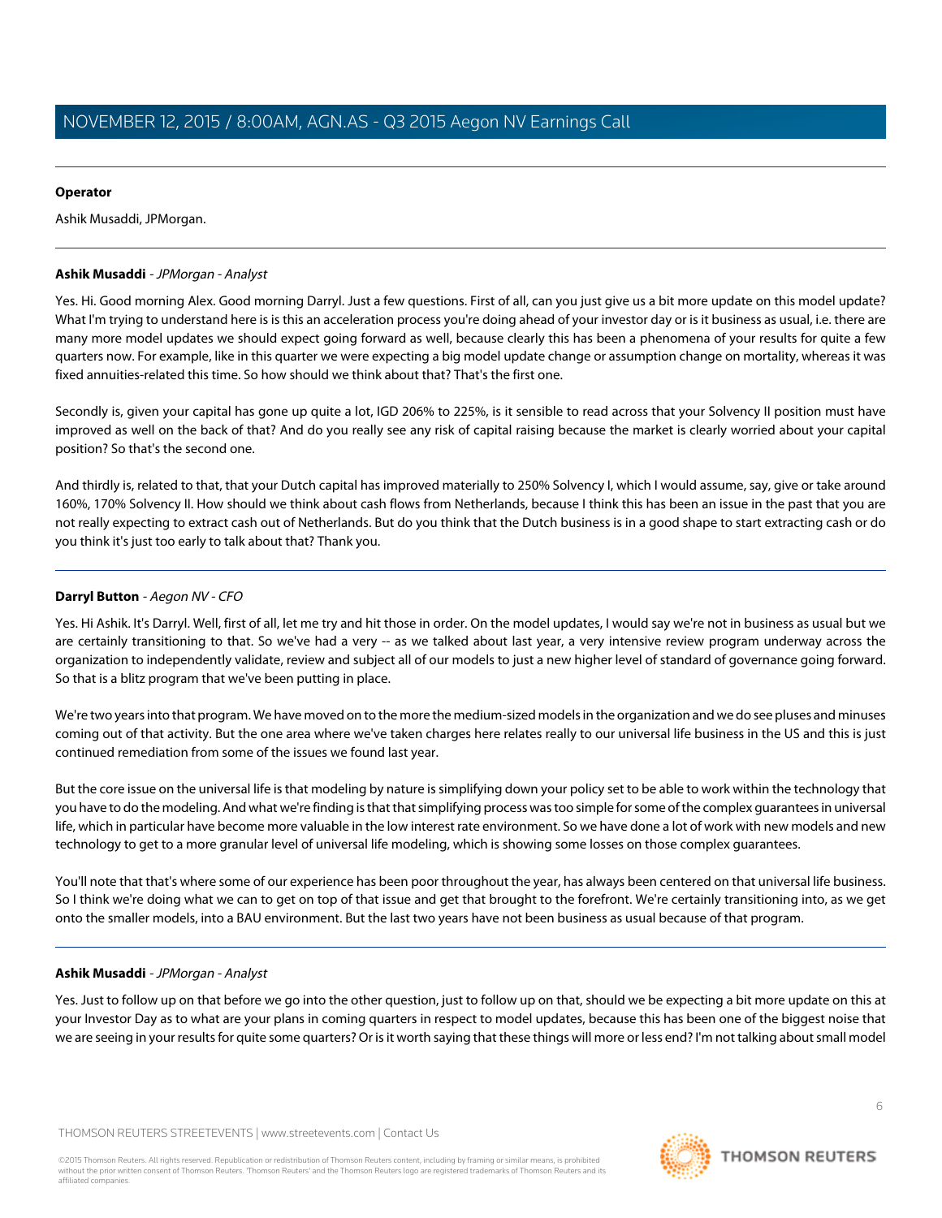**Operator**

Ashik Musaddi, JPMorgan.

---

**Ashik Musaddi** - *JPMorgan - Analyst*

Yes. Hi. Good morning Alex. Good morning Darryl. Just a few questions. First of all, can you just give us a bit more update on this model update? What I'm trying to understand here is is this an acceleration process you're doing ahead of your investor day or is it business as usual, i.e. there are many more model updates we should expect going forward as well, because clearly this has been a phenomena of your results for quite a few quarters now. For example, like in this quarter we were expecting a big model update change or assumption change on mortality, whereas it was fixed annuities-related this time. So how should we think about that? That's the first one.

Secondly is, given your capital has gone up quite a lot, IGD 206% to 225%, is it sensible to read across that your Solvency II position must have improved as well on the back of that? And do you really see any risk of capital raising because the market is clearly worried about your capital position? So that's the second one.

And thirdly is, related to that, that your Dutch capital has improved materially to 250% Solvency I, which I would assume, say, give or take around 160%, 170% Solvency II. How should we think about cash flows from Netherlands, because I think this has been an issue in the past that you are not really expecting to extract cash out of Netherlands. But do you think that the Dutch business is in a good shape to start extracting cash or do you think it's just too early to talk about that? Thank you.

---

**Darryl Button** - *Aegon NV - CFO*

Yes. Hi Ashik. It's Darryl. Well, first of all, let me try and hit those in order. On the model updates, I would say we're not in business as usual but we are certainly transitioning to that. So we've had a very -- as we talked about last year, a very intensive review program underway across the organization to independently validate, review and subject all of our models to just a new higher level of standard of governance going forward. So that is a blitz program that we've been putting in place.

We're two years into that program. We have moved on to the more the medium-sized models in the organization and we do see pluses and minuses coming out of that activity. But the one area where we've taken charges here relates really to our universal life business in the US and this is just continued remediation from some of the issues we found last year.

But the core issue on the universal life is that modeling by nature is simplifying down your policy set to be able to work within the technology that you have to do the modeling. And what we're finding is that that simplifying process was too simple for some of the complex guarantees in universal life, which in particular have become more valuable in the low interest rate environment. So we have done a lot of work with new models and new technology to get to a more granular level of universal life modeling, which is showing some losses on those complex guarantees.

You'll note that that's where some of our experience has been poor throughout the year, has always been centered on that universal life business. So I think we're doing what we can to get on top of that issue and get that brought to the forefront. We're certainly transitioning into, as we get onto the smaller models, into a BAU environment. But the last two years have not been business as usual because of that program.

---

**Ashik Musaddi** - *JPMorgan - Analyst*

Yes. Just to follow up on that before we go into the other question, just to follow up on that, should we be expecting a bit more update on this at your Investor Day as to what are your plans in coming quarters in respect to model updates, because this has been one of the biggest noise that we are seeing in your results for quite some quarters? Or is it worth saying that these things will more or less end? I'm not talking about small model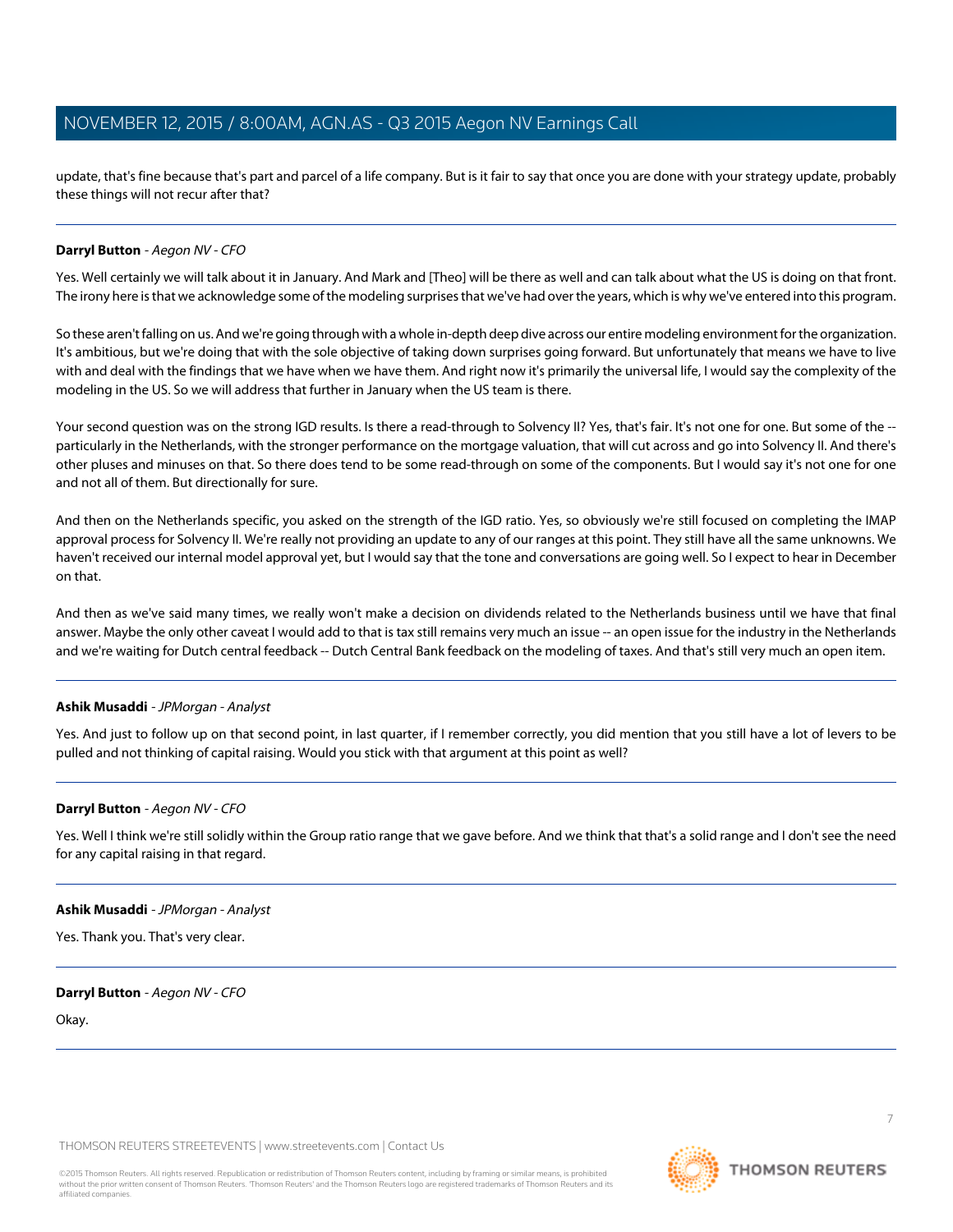update, that's fine because that's part and parcel of a life company. But is it fair to say that once you are done with your strategy update, probably these things will not recur after that?

---

**Darryl Button** - *Aegon NV - CFO*

Yes. Well certainly we will talk about it in January. And Mark and [Theo] will be there as well and can talk about what the US is doing on that front. The irony here is that we acknowledge some of the modeling surprises that we've had over the years, which is why we've entered into this program.

So these aren't falling on us. And we're going through with a whole in-depth deep dive across our entire modeling environment for the organization. It's ambitious, but we're doing that with the sole objective of taking down surprises going forward. But unfortunately that means we have to live with and deal with the findings that we have when we have them. And right now it's primarily the universal life, I would say the complexity of the modeling in the US. So we will address that further in January when the US team is there.

Your second question was on the strong IGD results. Is there a read-through to Solvency II? Yes, that's fair. It's not one for one. But some of the -- particularly in the Netherlands, with the stronger performance on the mortgage valuation, that will cut across and go into Solvency II. And there's other pluses and minuses on that. So there does tend to be some read-through on some of the components. But I would say it's not one for one and not all of them. But directionally for sure.

And then on the Netherlands specific, you asked on the strength of the IGD ratio. Yes, so obviously we're still focused on completing the IMAP approval process for Solvency II. We're really not providing an update to any of our ranges at this point. They still have all the same unknowns. We haven't received our internal model approval yet, but I would say that the tone and conversations are going well. So I expect to hear in December on that.

And then as we've said many times, we really won't make a decision on dividends related to the Netherlands business until we have that final answer. Maybe the only other caveat I would add to that is tax still remains very much an issue -- an open issue for the industry in the Netherlands and we're waiting for Dutch central feedback -- Dutch Central Bank feedback on the modeling of taxes. And that's still very much an open item.

---

**Ashik Musaddi** - *JPMorgan - Analyst*

Yes. And just to follow up on that second point, in last quarter, if I remember correctly, you did mention that you still have a lot of levers to be pulled and not thinking of capital raising. Would you stick with that argument at this point as well?

---

**Darryl Button** - *Aegon NV - CFO*

Yes. Well I think we're still solidly within the Group ratio range that we gave before. And we think that that's a solid range and I don't see the need for any capital raising in that regard.

---

**Ashik Musaddi** - *JPMorgan - Analyst*

Yes. Thank you. That's very clear.

---

**Darryl Button** - *Aegon NV - CFO*

Okay.

---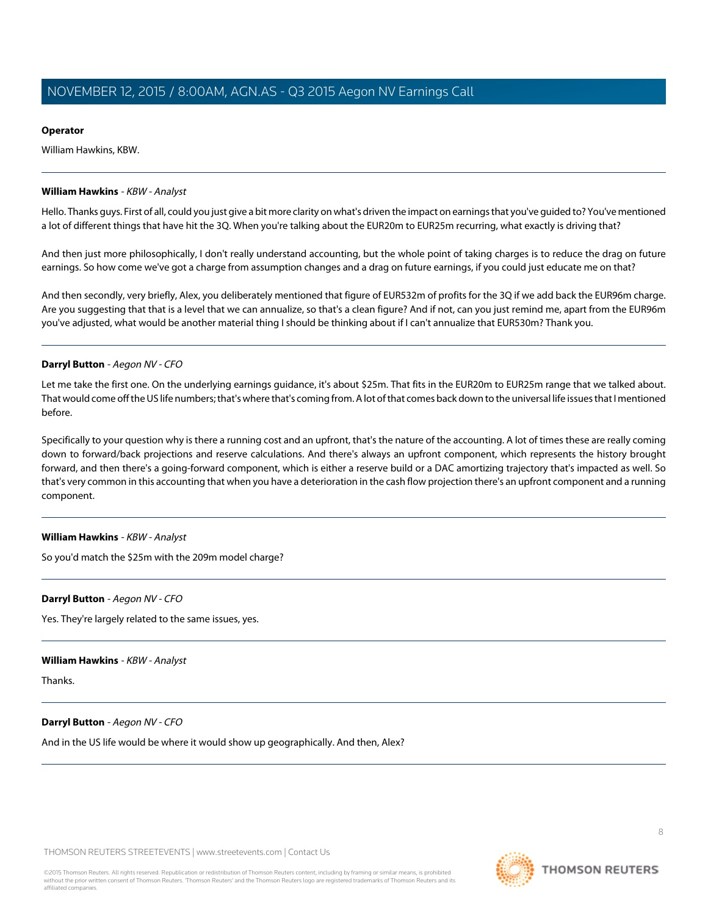**Operator**

William Hawkins, KBW.

**William Hawkins** - *KBW - Analyst*

Hello. Thanks guys. First of all, could you just give a bit more clarity on what's driven the impact on earnings that you've guided to? You've mentioned a lot of different things that have hit the 3Q. When you're talking about the EUR20m to EUR25m recurring, what exactly is driving that?

And then just more philosophically, I don't really understand accounting, but the whole point of taking charges is to reduce the drag on future earnings. So how come we've got a charge from assumption changes and a drag on future earnings, if you could just educate me on that?

And then secondly, very briefly, Alex, you deliberately mentioned that figure of EUR532m of profits for the 3Q if we add back the EUR96m charge. Are you suggesting that that is a level that we can annualize, so that's a clean figure? And if not, can you just remind me, apart from the EUR96m you've adjusted, what would be another material thing I should be thinking about if I can't annualize that EUR530m? Thank you.

**Darryl Button** - *Aegon NV - CFO*

Let me take the first one. On the underlying earnings guidance, it's about $25m. That fits in the EUR20m to EUR25m range that we talked about. That would come off the US life numbers; that's where that's coming from. A lot of that comes back down to the universal life issues that I mentioned before.

Specifically to your question why is there a running cost and an upfront, that's the nature of the accounting. A lot of times these are really coming down to forward/back projections and reserve calculations. And there's always an upfront component, which represents the history brought forward, and then there's a going-forward component, which is either a reserve build or a DAC amortizing trajectory that's impacted as well. So that's very common in this accounting that when you have a deterioration in the cash flow projection there's an upfront component and a running component.

**William Hawkins** - *KBW - Analyst*

So you'd match the $25m with the 209m model charge?

**Darryl Button** - *Aegon NV - CFO*

Yes. They're largely related to the same issues, yes.

**William Hawkins** - *KBW - Analyst*

Thanks.

**Darryl Button** - *Aegon NV - CFO*

And in the US life would be where it would show up geographically. And then, Alex?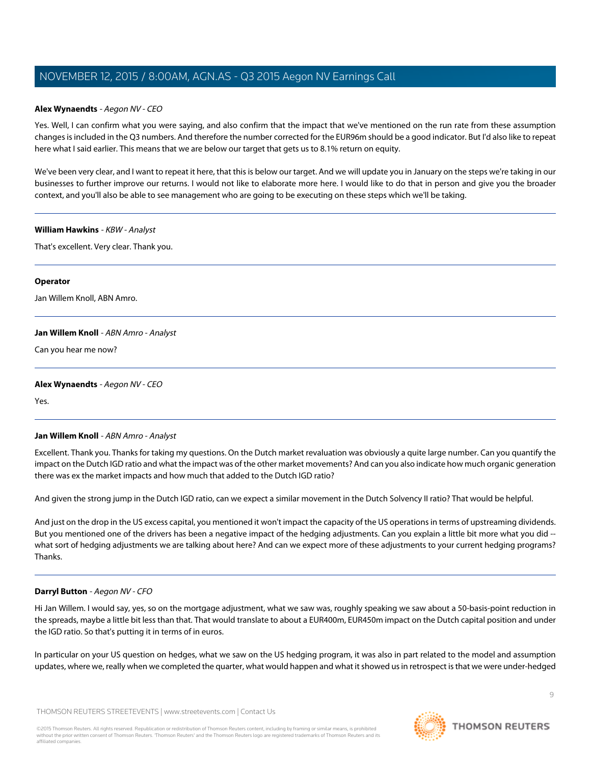**Alex Wynaendts** - *Aegon NV - CEO*

Yes. Well, I can confirm what you were saying, and also confirm that the impact that we've mentioned on the run rate from these assumption changes is included in the Q3 numbers. And therefore the number corrected for the EUR96m should be a good indicator. But I'd also like to repeat here what I said earlier. This means that we are below our target that gets us to 8.1% return on equity.

We've been very clear, and I want to repeat it here, that this is below our target. And we will update you in January on the steps we're taking in our businesses to further improve our returns. I would not like to elaborate more here. I would like to do that in person and give you the broader context, and you'll also be able to see management who are going to be executing on these steps which we'll be taking.

---

**William Hawkins** - *KBW - Analyst*

That's excellent. Very clear. Thank you.

---

**Operator**

Jan Willem Knoll, ABN Amro.

---

**Jan Willem Knoll** - *ABN Amro - Analyst*

Can you hear me now?

---

**Alex Wynaendts** - *Aegon NV - CEO*

Yes.

---

**Jan Willem Knoll** - *ABN Amro - Analyst*

Excellent. Thank you. Thanks for taking my questions. On the Dutch market revaluation was obviously a quite large number. Can you quantify the impact on the Dutch IGD ratio and what the impact was of the other market movements? And can you also indicate how much organic generation there was ex the market impacts and how much that added to the Dutch IGD ratio?

And given the strong jump in the Dutch IGD ratio, can we expect a similar movement in the Dutch Solvency II ratio? That would be helpful.

And just on the drop in the US excess capital, you mentioned it won't impact the capacity of the US operations in terms of upstreaming dividends. But you mentioned one of the drivers has been a negative impact of the hedging adjustments. Can you explain a little bit more what you did -- what sort of hedging adjustments we are talking about here? And can we expect more of these adjustments to your current hedging programs? Thanks.

---

**Darryl Button** - *Aegon NV - CFO*

Hi Jan Willem. I would say, yes, so on the mortgage adjustment, what we saw was, roughly speaking we saw about a 50-basis-point reduction in the spreads, maybe a little bit less than that. That would translate to about a EUR400m, EUR450m impact on the Dutch capital position and under the IGD ratio. So that's putting it in terms of in euros.

In particular on your US question on hedges, what we saw on the US hedging program, it was also in part related to the model and assumption updates, where we, really when we completed the quarter, what would happen and what it showed us in retrospect is that we were under-hedged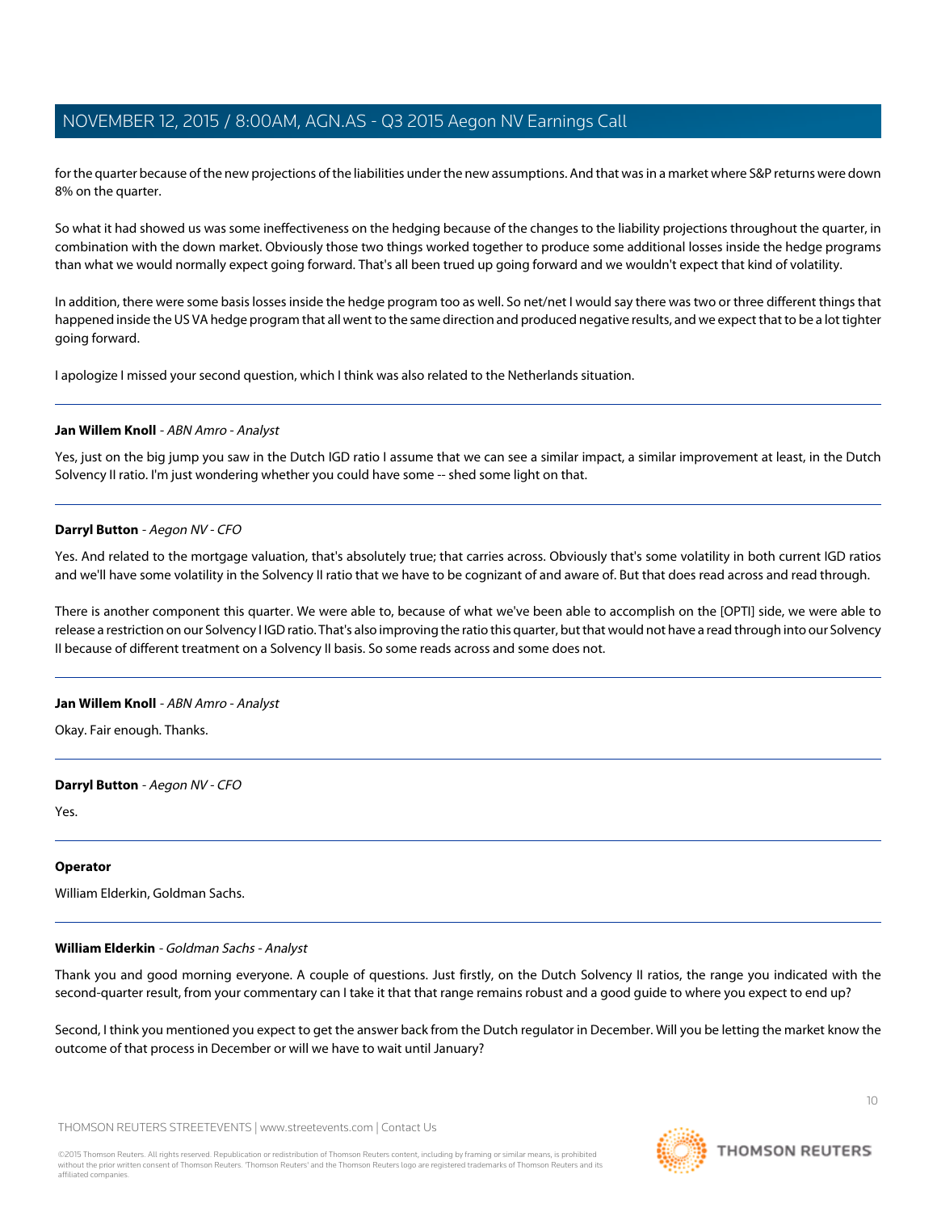for the quarter because of the new projections of the liabilities under the new assumptions. And that was in a market where S&P returns were down 8% on the quarter.

So what it had showed us was some ineffectiveness on the hedging because of the changes to the liability projections throughout the quarter, in combination with the down market. Obviously those two things worked together to produce some additional losses inside the hedge programs than what we would normally expect going forward. That's all been trued up going forward and we wouldn't expect that kind of volatility.

In addition, there were some basis losses inside the hedge program too as well. So net/net I would say there was two or three different things that happened inside the US VA hedge program that all went to the same direction and produced negative results, and we expect that to be a lot tighter going forward.

I apologize I missed your second question, which I think was also related to the Netherlands situation.

---

**Jan Willem Knoll** - *ABN Amro - Analyst*

Yes, just on the big jump you saw in the Dutch IGD ratio I assume that we can see a similar impact, a similar improvement at least, in the Dutch Solvency II ratio. I'm just wondering whether you could have some -- shed some light on that.

---

**Darryl Button** - *Aegon NV - CFO*

Yes. And related to the mortgage valuation, that's absolutely true; that carries across. Obviously that's some volatility in both current IGD ratios and we'll have some volatility in the Solvency II ratio that we have to be cognizant of and aware of. But that does read across and read through.

There is another component this quarter. We were able to, because of what we've been able to accomplish on the [OPTI] side, we were able to release a restriction on our Solvency I IGD ratio. That's also improving the ratio this quarter, but that would not have a read through into our Solvency II because of different treatment on a Solvency II basis. So some reads across and some does not.

---

**Jan Willem Knoll** - *ABN Amro - Analyst*

Okay. Fair enough. Thanks.

---

**Darryl Button** - *Aegon NV - CFO*

Yes.

---

**Operator**

William Elderkin, Goldman Sachs.

---

**William Elderkin** - *Goldman Sachs - Analyst*

Thank you and good morning everyone. A couple of questions. Just firstly, on the Dutch Solvency II ratios, the range you indicated with the second-quarter result, from your commentary can I take it that that range remains robust and a good guide to where you expect to end up?

Second, I think you mentioned you expect to get the answer back from the Dutch regulator in December. Will you be letting the market know the outcome of that process in December or will we have to wait until January?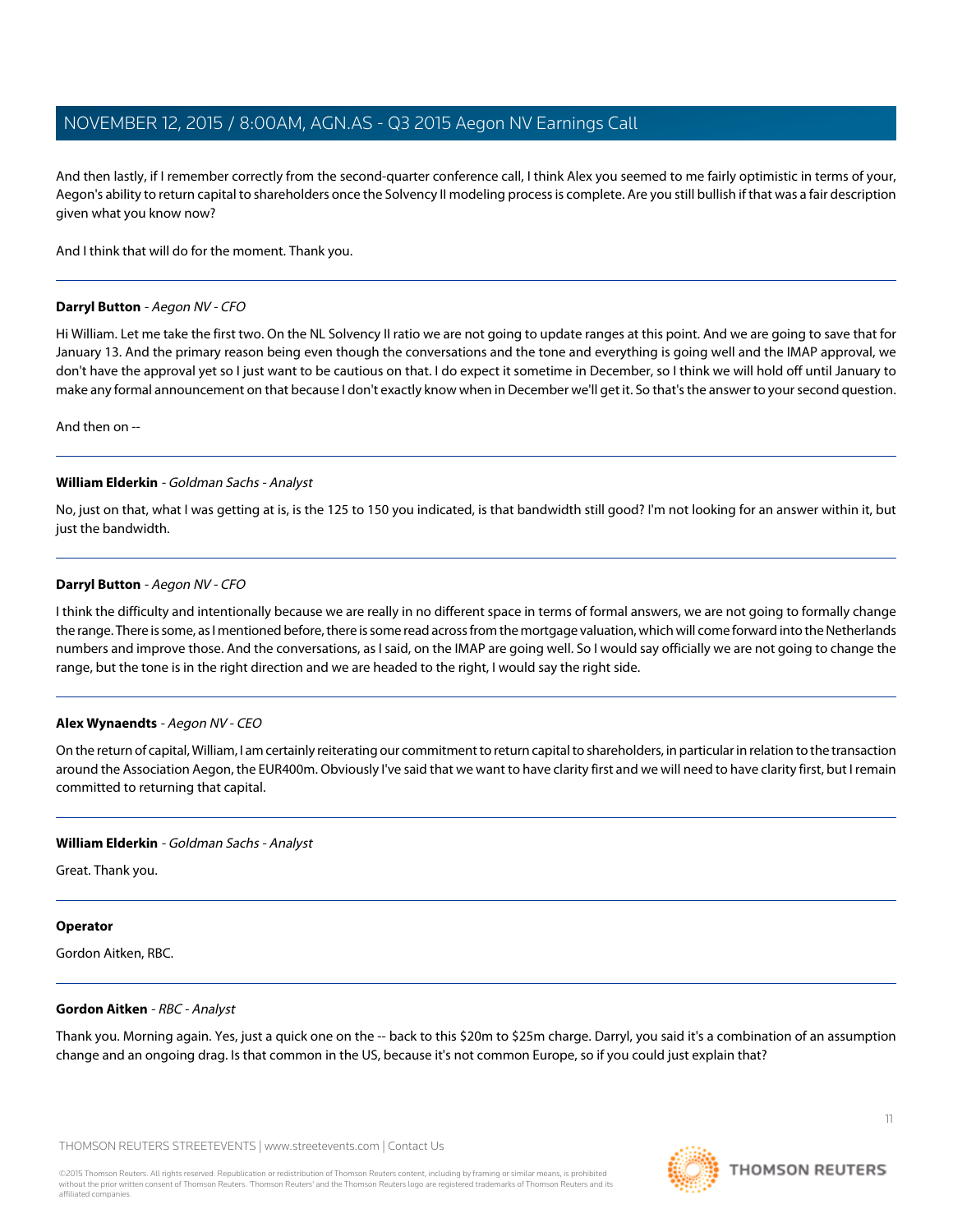And then lastly, if I remember correctly from the second-quarter conference call, I think Alex you seemed to me fairly optimistic in terms of your, Aegon's ability to return capital to shareholders once the Solvency II modeling process is complete. Are you still bullish if that was a fair description given what you know now?

And I think that will do for the moment. Thank you.

---

**Darryl Button** - *Aegon NV - CFO*

Hi William. Let me take the first two. On the NL Solvency II ratio we are not going to update ranges at this point. And we are going to save that for January 13. And the primary reason being even though the conversations and the tone and everything is going well and the IMAP approval, we don't have the approval yet so I just want to be cautious on that. I do expect it sometime in December, so I think we will hold off until January to make any formal announcement on that because I don't exactly know when in December we'll get it. So that's the answer to your second question.

And then on --

---

**William Elderkin** - *Goldman Sachs - Analyst*

No, just on that, what I was getting at is, is the 125 to 150 you indicated, is that bandwidth still good? I'm not looking for an answer within it, but just the bandwidth.

---

**Darryl Button** - *Aegon NV - CFO*

I think the difficulty and intentionally because we are really in no different space in terms of formal answers, we are not going to formally change the range. There is some, as I mentioned before, there is some read across from the mortgage valuation, which will come forward into the Netherlands numbers and improve those. And the conversations, as I said, on the IMAP are going well. So I would say officially we are not going to change the range, but the tone is in the right direction and we are headed to the right, I would say the right side.

---

**Alex Wynaendts** - *Aegon NV - CEO*

On the return of capital, William, I am certainly reiterating our commitment to return capital to shareholders, in particular in relation to the transaction around the Association Aegon, the EUR400m. Obviously I've said that we want to have clarity first and we will need to have clarity first, but I remain committed to returning that capital.

---

**William Elderkin** - *Goldman Sachs - Analyst*

Great. Thank you.

---

**Operator**

Gordon Aitken, RBC.

---

**Gordon Aitken** - *RBC - Analyst*

Thank you. Morning again. Yes, just a quick one on the -- back to this $20m to $25m charge. Darryl, you said it's a combination of an assumption change and an ongoing drag. Is that common in the US, because it's not common Europe, so if you could just explain that?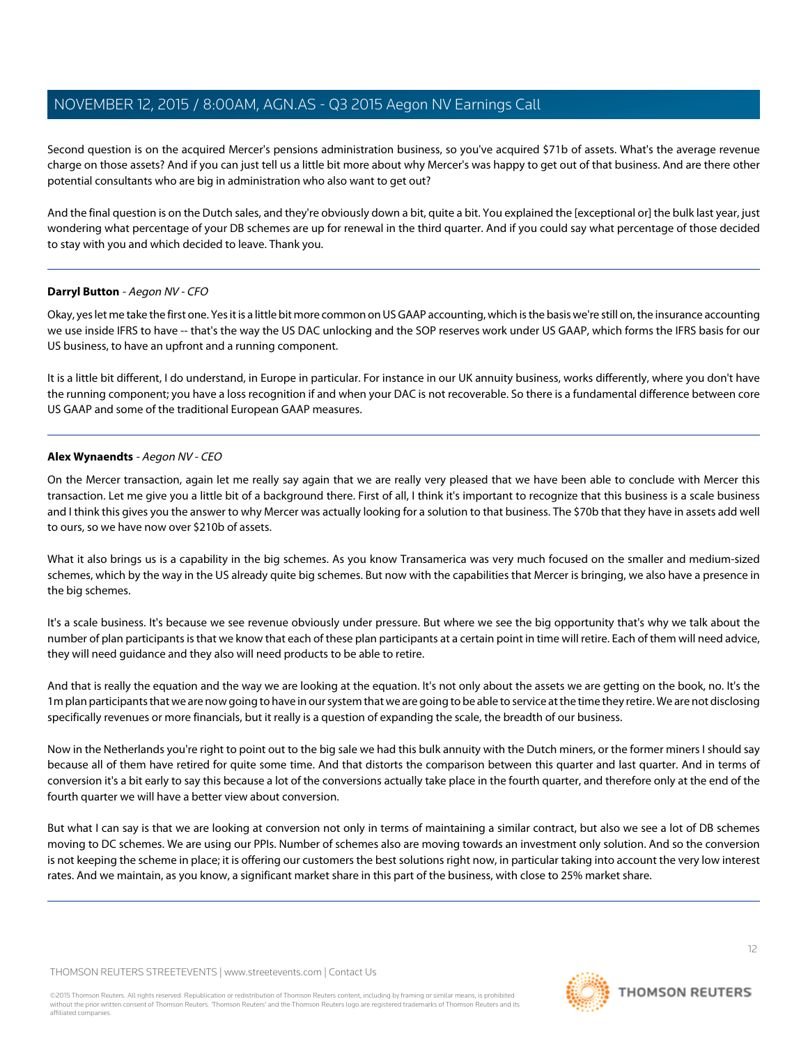Second question is on the acquired Mercer's pensions administration business, so you've acquired $71b of assets. What's the average revenue charge on those assets? And if you can just tell us a little bit more about why Mercer's was happy to get out of that business. And are there other potential consultants who are big in administration who also want to get out?

And the final question is on the Dutch sales, and they're obviously down a bit, quite a bit. You explained the [exceptional or] the bulk last year, just wondering what percentage of your DB schemes are up for renewal in the third quarter. And if you could say what percentage of those decided to stay with you and which decided to leave. Thank you.

---

**Darryl Button** - *Aegon NV - CFO*

Okay, yes let me take the first one. Yes it is a little bit more common on US GAAP accounting, which is the basis we're still on, the insurance accounting we use inside IFRS to have -- that's the way the US DAC unlocking and the SOP reserves work under US GAAP, which forms the IFRS basis for our US business, to have an upfront and a running component.

It is a little bit different, I do understand, in Europe in particular. For instance in our UK annuity business, works differently, where you don't have the running component; you have a loss recognition if and when your DAC is not recoverable. So there is a fundamental difference between core US GAAP and some of the traditional European GAAP measures.

---

**Alex Wynaendts** - *Aegon NV - CEO*

On the Mercer transaction, again let me really say again that we are really very pleased that we have been able to conclude with Mercer this transaction. Let me give you a little bit of a background there. First of all, I think it's important to recognize that this business is a scale business and I think this gives you the answer to why Mercer was actually looking for a solution to that business. The $70b that they have in assets add well to ours, so we have now over $210b of assets.

What it also brings us is a capability in the big schemes. As you know Transamerica was very much focused on the smaller and medium-sized schemes, which by the way in the US already quite big schemes. But now with the capabilities that Mercer is bringing, we also have a presence in the big schemes.

It's a scale business. It's because we see revenue obviously under pressure. But where we see the big opportunity that's why we talk about the number of plan participants is that we know that each of these plan participants at a certain point in time will retire. Each of them will need advice, they will need guidance and they also will need products to be able to retire.

And that is really the equation and the way we are looking at the equation. It's not only about the assets we are getting on the book, no. It's the 1m plan participants that we are now going to have in our system that we are going to be able to service at the time they retire. We are not disclosing specifically revenues or more financials, but it really is a question of expanding the scale, the breadth of our business.

Now in the Netherlands you're right to point out to the big sale we had this bulk annuity with the Dutch miners, or the former miners I should say because all of them have retired for quite some time. And that distorts the comparison between this quarter and last quarter. And in terms of conversion it's a bit early to say this because a lot of the conversions actually take place in the fourth quarter, and therefore only at the end of the fourth quarter we will have a better view about conversion.

But what I can say is that we are looking at conversion not only in terms of maintaining a similar contract, but also we see a lot of DB schemes moving to DC schemes. We are using our PPIs. Number of schemes also are moving towards an investment only solution. And so the conversion is not keeping the scheme in place; it is offering our customers the best solutions right now, in particular taking into account the very low interest rates. And we maintain, as you know, a significant market share in this part of the business, with close to 25% market share.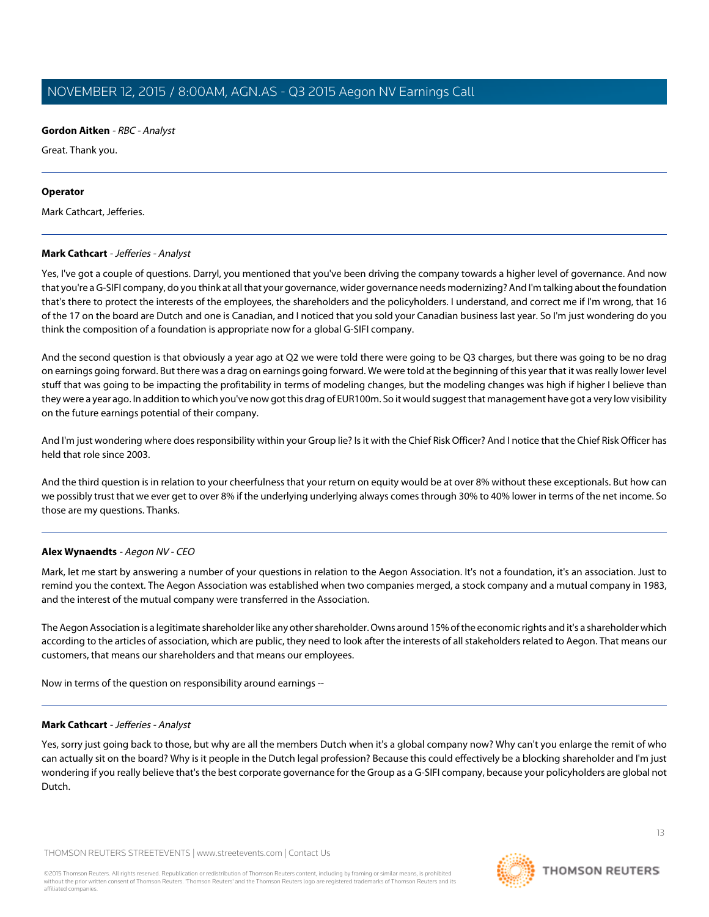**Gordon Aitken** - *RBC - Analyst*

Great. Thank you.

---

**Operator**

Mark Cathcart, Jefferies.

---

**Mark Cathcart** - *Jefferies - Analyst*

Yes, I've got a couple of questions. Darryl, you mentioned that you've been driving the company towards a higher level of governance. And now that you're a G-SIFI company, do you think at all that your governance, wider governance needs modernizing? And I'm talking about the foundation that's there to protect the interests of the employees, the shareholders and the policyholders. I understand, and correct me if I'm wrong, that 16 of the 17 on the board are Dutch and one is Canadian, and I noticed that you sold your Canadian business last year. So I'm just wondering do you think the composition of a foundation is appropriate now for a global G-SIFI company.

And the second question is that obviously a year ago at Q2 we were told there were going to be Q3 charges, but there was going to be no drag on earnings going forward. But there was a drag on earnings going forward. We were told at the beginning of this year that it was really lower level stuff that was going to be impacting the profitability in terms of modeling changes, but the modeling changes was high if higher I believe than they were a year ago. In addition to which you've now got this drag of EUR100m. So it would suggest that management have got a very low visibility on the future earnings potential of their company.

And I'm just wondering where does responsibility within your Group lie? Is it with the Chief Risk Officer? And I notice that the Chief Risk Officer has held that role since 2003.

And the third question is in relation to your cheerfulness that your return on equity would be at over 8% without these exceptionals. But how can we possibly trust that we ever get to over 8% if the underlying underlying always comes through 30% to 40% lower in terms of the net income. So those are my questions. Thanks.

---

**Alex Wynaendts** - *Aegon NV - CEO*

Mark, let me start by answering a number of your questions in relation to the Aegon Association. It's not a foundation, it's an association. Just to remind you the context. The Aegon Association was established when two companies merged, a stock company and a mutual company in 1983, and the interest of the mutual company were transferred in the Association.

The Aegon Association is a legitimate shareholder like any other shareholder. Owns around 15% of the economic rights and it's a shareholder which according to the articles of association, which are public, they need to look after the interests of all stakeholders related to Aegon. That means our customers, that means our shareholders and that means our employees.

Now in terms of the question on responsibility around earnings --

---

**Mark Cathcart** - *Jefferies - Analyst*

Yes, sorry just going back to those, but why are all the members Dutch when it's a global company now? Why can't you enlarge the remit of who can actually sit on the board? Why is it people in the Dutch legal profession? Because this could effectively be a blocking shareholder and I'm just wondering if you really believe that's the best corporate governance for the Group as a G-SIFI company, because your policyholders are global not Dutch.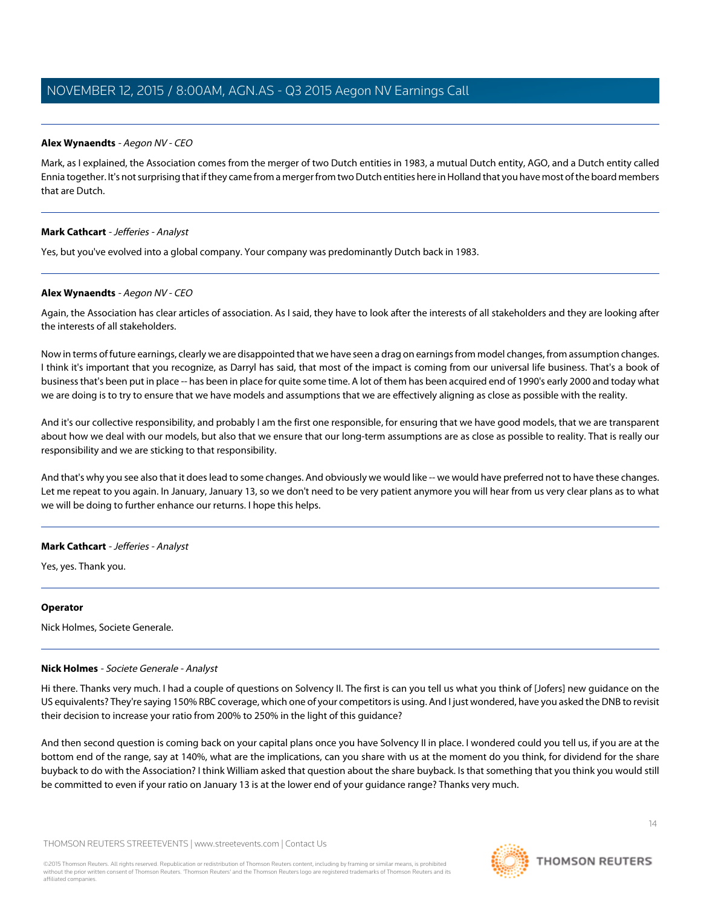**Alex Wynaendts** - *Aegon NV - CEO*

Mark, as I explained, the Association comes from the merger of two Dutch entities in 1983, a mutual Dutch entity, AGO, and a Dutch entity called Ennia together. It's not surprising that if they came from a merger from two Dutch entities here in Holland that you have most of the board members that are Dutch.

---

**Mark Cathcart** - *Jefferies - Analyst*

Yes, but you've evolved into a global company. Your company was predominantly Dutch back in 1983.

---

**Alex Wynaendts** - *Aegon NV - CEO*

Again, the Association has clear articles of association. As I said, they have to look after the interests of all stakeholders and they are looking after the interests of all stakeholders.

Now in terms of future earnings, clearly we are disappointed that we have seen a drag on earnings from model changes, from assumption changes. I think it's important that you recognize, as Darryl has said, that most of the impact is coming from our universal life business. That's a book of business that's been put in place -- has been in place for quite some time. A lot of them has been acquired end of 1990's early 2000 and today what we are doing is to try to ensure that we have models and assumptions that we are effectively aligning as close as possible with the reality.

And it's our collective responsibility, and probably I am the first one responsible, for ensuring that we have good models, that we are transparent about how we deal with our models, but also that we ensure that our long-term assumptions are as close as possible to reality. That is really our responsibility and we are sticking to that responsibility.

And that's why you see also that it does lead to some changes. And obviously we would like -- we would have preferred not to have these changes. Let me repeat to you again. In January, January 13, so we don't need to be very patient anymore you will hear from us very clear plans as to what we will be doing to further enhance our returns. I hope this helps.

---

**Mark Cathcart** - *Jefferies - Analyst*

Yes, yes. Thank you.

---

**Operator**

Nick Holmes, Societe Generale.

---

**Nick Holmes** - *Societe Generale - Analyst*

Hi there. Thanks very much. I had a couple of questions on Solvency II. The first is can you tell us what you think of [Jofers] new guidance on the US equivalents? They're saying 150% RBC coverage, which one of your competitors is using. And I just wondered, have you asked the DNB to revisit their decision to increase your ratio from 200% to 250% in the light of this guidance?

And then second question is coming back on your capital plans once you have Solvency II in place. I wondered could you tell us, if you are at the bottom end of the range, say at 140%, what are the implications, can you share with us at the moment do you think, for dividend for the share buyback to do with the Association? I think William asked that question about the share buyback. Is that something that you think you would still be committed to even if your ratio on January 13 is at the lower end of your guidance range? Thanks very much.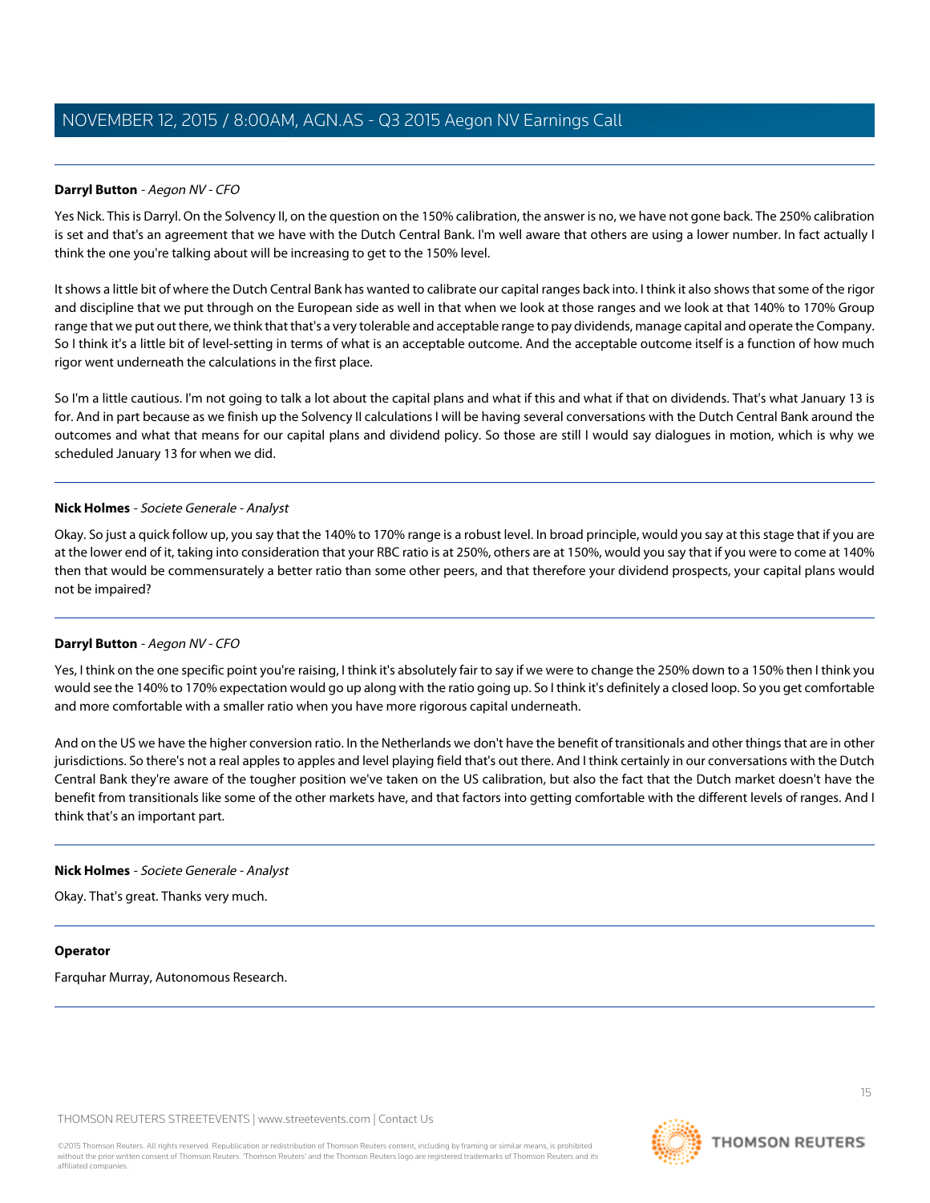**Darryl Button** - *Aegon NV - CFO*

Yes Nick. This is Darryl. On the Solvency II, on the question on the 150% calibration, the answer is no, we have not gone back. The 250% calibration is set and that's an agreement that we have with the Dutch Central Bank. I'm well aware that others are using a lower number. In fact actually I think the one you're talking about will be increasing to get to the 150% level.

It shows a little bit of where the Dutch Central Bank has wanted to calibrate our capital ranges back into. I think it also shows that some of the rigor and discipline that we put through on the European side as well in that when we look at those ranges and we look at that 140% to 170% Group range that we put out there, we think that that's a very tolerable and acceptable range to pay dividends, manage capital and operate the Company. So I think it's a little bit of level-setting in terms of what is an acceptable outcome. And the acceptable outcome itself is a function of how much rigor went underneath the calculations in the first place.

So I'm a little cautious. I'm not going to talk a lot about the capital plans and what if this and what if that on dividends. That's what January 13 is for. And in part because as we finish up the Solvency II calculations I will be having several conversations with the Dutch Central Bank around the outcomes and what that means for our capital plans and dividend policy. So those are still I would say dialogues in motion, which is why we scheduled January 13 for when we did.

---

**Nick Holmes** - *Societe Generale - Analyst*

Okay. So just a quick follow up, you say that the 140% to 170% range is a robust level. In broad principle, would you say at this stage that if you are at the lower end of it, taking into consideration that your RBC ratio is at 250%, others are at 150%, would you say that if you were to come at 140% then that would be commensurately a better ratio than some other peers, and that therefore your dividend prospects, your capital plans would not be impaired?

---

**Darryl Button** - *Aegon NV - CFO*

Yes, I think on the one specific point you're raising, I think it's absolutely fair to say if we were to change the 250% down to a 150% then I think you would see the 140% to 170% expectation would go up along with the ratio going up. So I think it's definitely a closed loop. So you get comfortable and more comfortable with a smaller ratio when you have more rigorous capital underneath.

And on the US we have the higher conversion ratio. In the Netherlands we don't have the benefit of transitionals and other things that are in other jurisdictions. So there's not a real apples to apples and level playing field that's out there. And I think certainly in our conversations with the Dutch Central Bank they're aware of the tougher position we've taken on the US calibration, but also the fact that the Dutch market doesn't have the benefit from transitionals like some of the other markets have, and that factors into getting comfortable with the different levels of ranges. And I think that's an important part.

---

**Nick Holmes** - *Societe Generale - Analyst*

Okay. That's great. Thanks very much.

---

**Operator**

Farquhar Murray, Autonomous Research.

---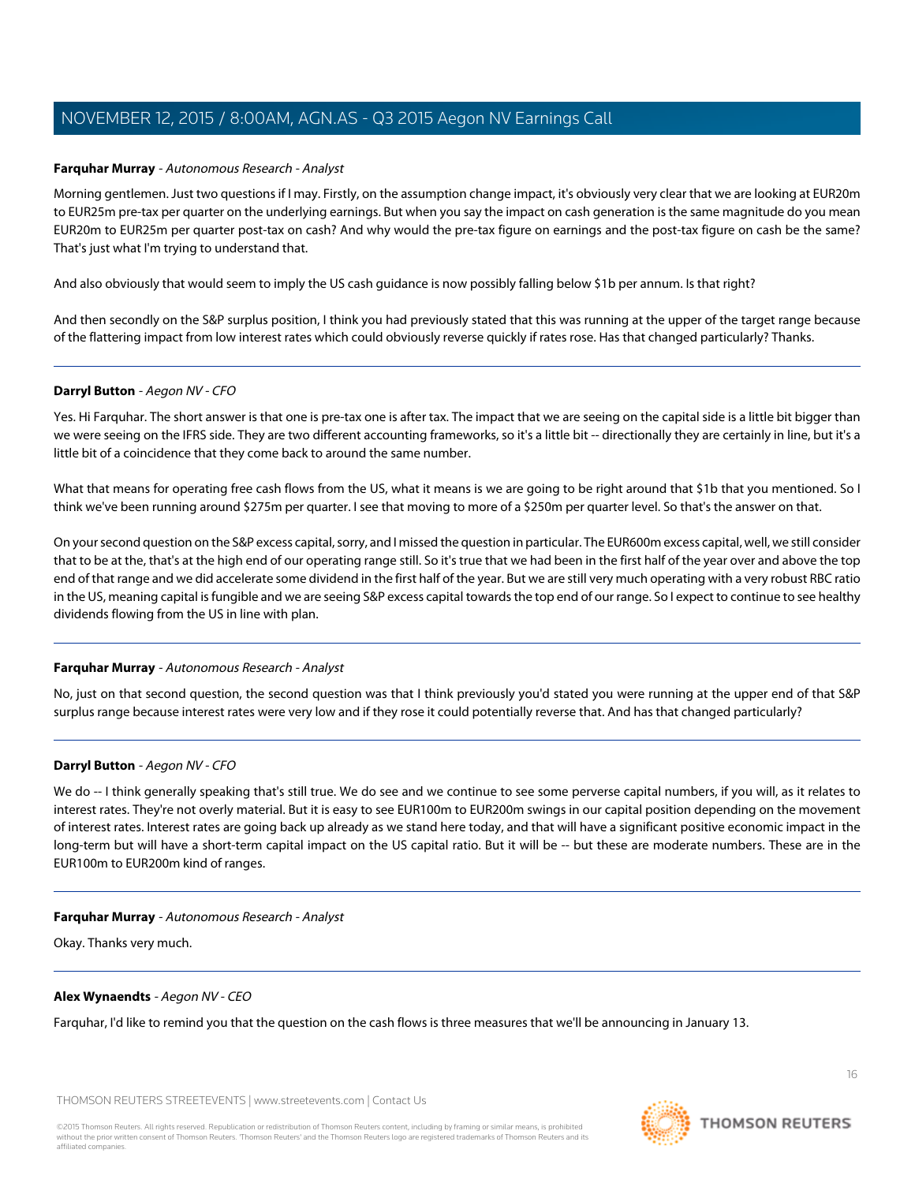**Farquhar Murray** - *Autonomous Research - Analyst*

Morning gentlemen. Just two questions if I may. Firstly, on the assumption change impact, it's obviously very clear that we are looking at EUR20m to EUR25m pre-tax per quarter on the underlying earnings. But when you say the impact on cash generation is the same magnitude do you mean EUR20m to EUR25m per quarter post-tax on cash? And why would the pre-tax figure on earnings and the post-tax figure on cash be the same? That's just what I'm trying to understand that.

And also obviously that would seem to imply the US cash guidance is now possibly falling below $1b per annum. Is that right?

And then secondly on the S&P surplus position, I think you had previously stated that this was running at the upper of the target range because of the flattering impact from low interest rates which could obviously reverse quickly if rates rose. Has that changed particularly? Thanks.

---

**Darryl Button** - *Aegon NV - CFO*

Yes. Hi Farquhar. The short answer is that one is pre-tax one is after tax. The impact that we are seeing on the capital side is a little bit bigger than we were seeing on the IFRS side. They are two different accounting frameworks, so it's a little bit -- directionally they are certainly in line, but it's a little bit of a coincidence that they come back to around the same number.

What that means for operating free cash flows from the US, what it means is we are going to be right around that $1b that you mentioned. So I think we've been running around $275m per quarter. I see that moving to more of a $250m per quarter level. So that's the answer on that.

On your second question on the S&P excess capital, sorry, and I missed the question in particular. The EUR600m excess capital, well, we still consider that to be at the, that's at the high end of our operating range still. So it's true that we had been in the first half of the year over and above the top end of that range and we did accelerate some dividend in the first half of the year. But we are still very much operating with a very robust RBC ratio in the US, meaning capital is fungible and we are seeing S&P excess capital towards the top end of our range. So I expect to continue to see healthy dividends flowing from the US in line with plan.

---

**Farquhar Murray** - *Autonomous Research - Analyst*

No, just on that second question, the second question was that I think previously you'd stated you were running at the upper end of that S&P surplus range because interest rates were very low and if they rose it could potentially reverse that. And has that changed particularly?

---

**Darryl Button** - *Aegon NV - CFO*

We do -- I think generally speaking that's still true. We do see and we continue to see some perverse capital numbers, if you will, as it relates to interest rates. They're not overly material. But it is easy to see EUR100m to EUR200m swings in our capital position depending on the movement of interest rates. Interest rates are going back up already as we stand here today, and that will have a significant positive economic impact in the long-term but will have a short-term capital impact on the US capital ratio. But it will be -- but these are moderate numbers. These are in the EUR100m to EUR200m kind of ranges.

---

**Farquhar Murray** - *Autonomous Research - Analyst*

Okay. Thanks very much.

---

**Alex Wynaendts** - *Aegon NV - CEO*

Farquhar, I'd like to remind you that the question on the cash flows is three measures that we'll be announcing in January 13.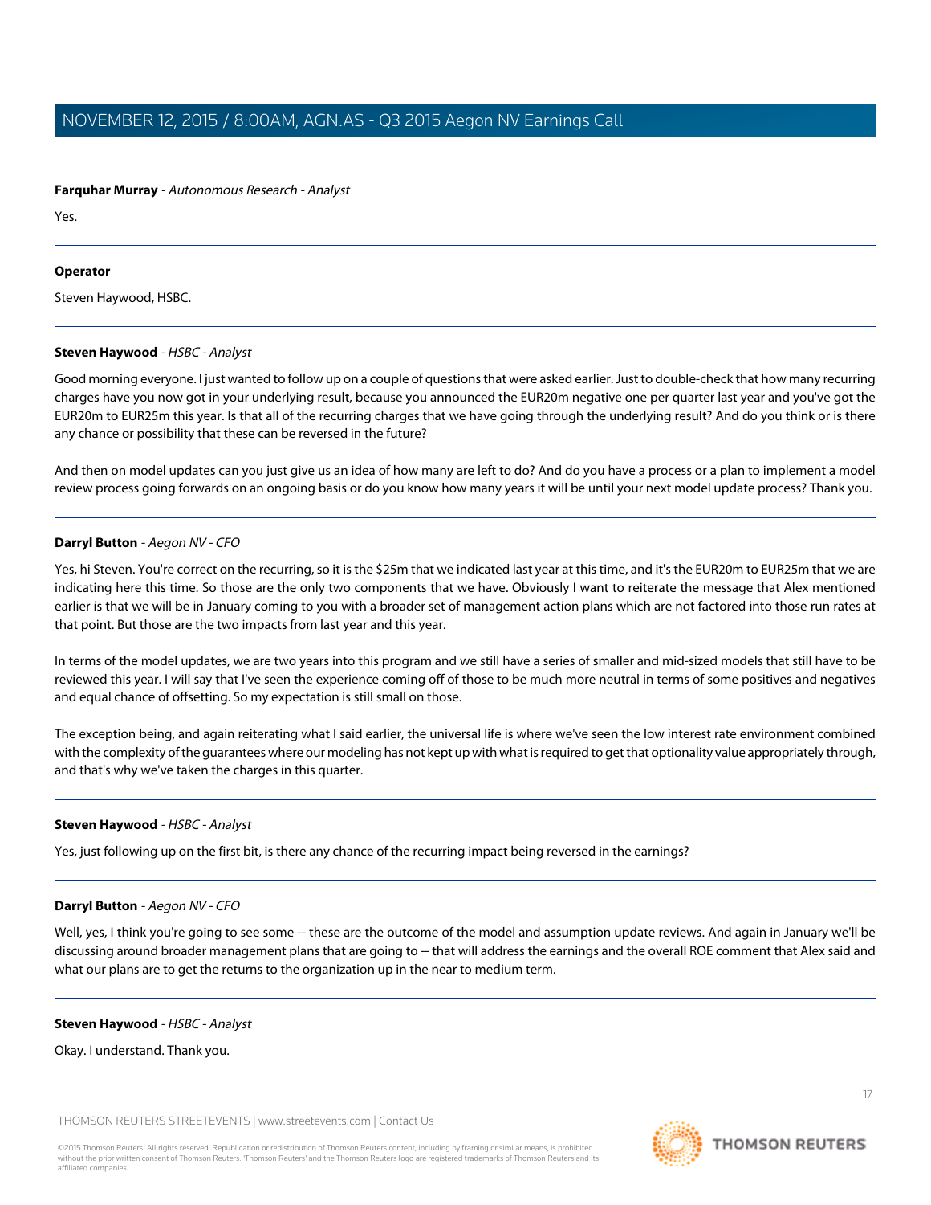**Farquhar Murray** - *Autonomous Research - Analyst*

Yes.

---

**Operator**

Steven Haywood, HSBC.

---

**Steven Haywood** - *HSBC - Analyst*

Good morning everyone. I just wanted to follow up on a couple of questions that were asked earlier. Just to double-check that how many recurring charges have you now got in your underlying result, because you announced the EUR20m negative one per quarter last year and you've got the EUR20m to EUR25m this year. Is that all of the recurring charges that we have going through the underlying result? And do you think or is there any chance or possibility that these can be reversed in the future?

And then on model updates can you just give us an idea of how many are left to do? And do you have a process or a plan to implement a model review process going forwards on an ongoing basis or do you know how many years it will be until your next model update process? Thank you.

---

**Darryl Button** - *Aegon NV - CFO*

Yes, hi Steven. You're correct on the recurring, so it is the $25m that we indicated last year at this time, and it's the EUR20m to EUR25m that we are indicating here this time. So those are the only two components that we have. Obviously I want to reiterate the message that Alex mentioned earlier is that we will be in January coming to you with a broader set of management action plans which are not factored into those run rates at that point. But those are the two impacts from last year and this year.

In terms of the model updates, we are two years into this program and we still have a series of smaller and mid-sized models that still have to be reviewed this year. I will say that I've seen the experience coming off of those to be much more neutral in terms of some positives and negatives and equal chance of offsetting. So my expectation is still small on those.

The exception being, and again reiterating what I said earlier, the universal life is where we've seen the low interest rate environment combined with the complexity of the guarantees where our modeling has not kept up with what is required to get that optionality value appropriately through, and that's why we've taken the charges in this quarter.

---

**Steven Haywood** - *HSBC - Analyst*

Yes, just following up on the first bit, is there any chance of the recurring impact being reversed in the earnings?

---

**Darryl Button** - *Aegon NV - CFO*

Well, yes, I think you're going to see some -- these are the outcome of the model and assumption update reviews. And again in January we'll be discussing around broader management plans that are going to -- that will address the earnings and the overall ROE comment that Alex said and what our plans are to get the returns to the organization up in the near to medium term.

---

**Steven Haywood** - *HSBC - Analyst*

Okay. I understand. Thank you.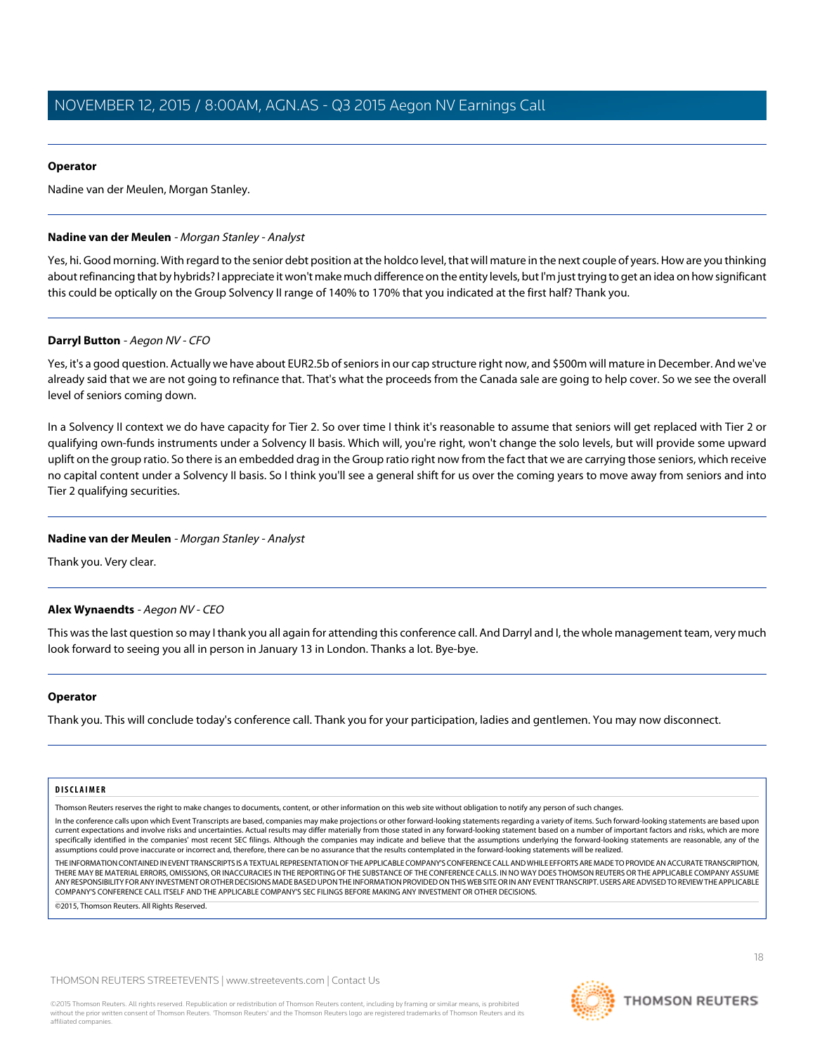**Operator**

Nadine van der Meulen, Morgan Stanley.

---

**Nadine van der Meulen** - *Morgan Stanley - Analyst*

Yes, hi. Good morning. With regard to the senior debt position at the holdco level, that will mature in the next couple of years. How are you thinking about refinancing that by hybrids? I appreciate it won't make much difference on the entity levels, but I'm just trying to get an idea on how significant this could be optically on the Group Solvency II range of 140% to 170% that you indicated at the first half? Thank you.

---

**Darryl Button** - *Aegon NV - CFO*

Yes, it's a good question. Actually we have about EUR2.5b of seniors in our cap structure right now, and $500m will mature in December. And we've already said that we are not going to refinance that. That's what the proceeds from the Canada sale are going to help cover. So we see the overall level of seniors coming down.

In a Solvency II context we do have capacity for Tier 2. So over time I think it's reasonable to assume that seniors will get replaced with Tier 2 or qualifying own-funds instruments under a Solvency II basis. Which will, you're right, won't change the solo levels, but will provide some upward uplift on the group ratio. So there is an embedded drag in the Group ratio right now from the fact that we are carrying those seniors, which receive no capital content under a Solvency II basis. So I think you'll see a general shift for us over the coming years to move away from seniors and into Tier 2 qualifying securities.

---

**Nadine van der Meulen** - *Morgan Stanley - Analyst*

Thank you. Very clear.

---

**Alex Wynaendts** - *Aegon NV - CEO*

This was the last question so may I thank you all again for attending this conference call. And Darryl and I, the whole management team, very much look forward to seeing you all in person in January 13 in London. Thanks a lot. Bye-bye.

---

**Operator**

Thank you. This will conclude today's conference call. Thank you for your participation, ladies and gentlemen. You may now disconnect.

---

**DISCLAIMER**

Thomson Reuters reserves the right to make changes to documents, content, or other information on this web site without obligation to notify any person of such changes.

In the conference calls upon which Event Transcripts are based, companies may make projections or other forward-looking statements regarding a variety of items. Such forward-looking statements are based upon current expectations and involve risks and uncertainties. Actual results may differ materially from those stated in any forward-looking statement based on a number of important factors and risks, which are more specifically identified in the companies' most recent SEC filings. Although the companies may indicate and believe that the assumptions underlying the forward-looking statements are reasonable, any of the assumptions could prove inaccurate or incorrect and, therefore, there can be no assurance that the results contemplated in the forward-looking statements will be realized.

THE INFORMATION CONTAINED IN EVENT TRANSCRIPTS IS A TEXTUAL REPRESENTATION OF THE APPLICABLE COMPANY'S CONFERENCE CALL AND WHILE EFFORTS ARE MADE TO PROVIDE AN ACCURATE TRANSCRIPTION, THERE MAY BE MATERIAL ERRORS, OMISSIONS, OR INACCURACIES IN THE REPORTING OF THE SUBSTANCE OF THE CONFERENCE CALLS. IN NO WAY DOES THOMSON REUTERS OR THE APPLICABLE COMPANY ASSUME ANY RESPONSIBILITY FOR ANY INVESTMENT OR OTHER DECISIONS MADE BASED UPON THE INFORMATION PROVIDED ON THIS WEB SITE OR IN ANY EVENT TRANSCRIPT. USERS ARE ADVISED TO REVIEW THE APPLICABLE COMPANY'S CONFERENCE CALL ITSELF AND THE APPLICABLE COMPANY'S SEC FILINGS BEFORE MAKING ANY INVESTMENT OR OTHER DECISIONS.

©2015, Thomson Reuters. All Rights Reserved.